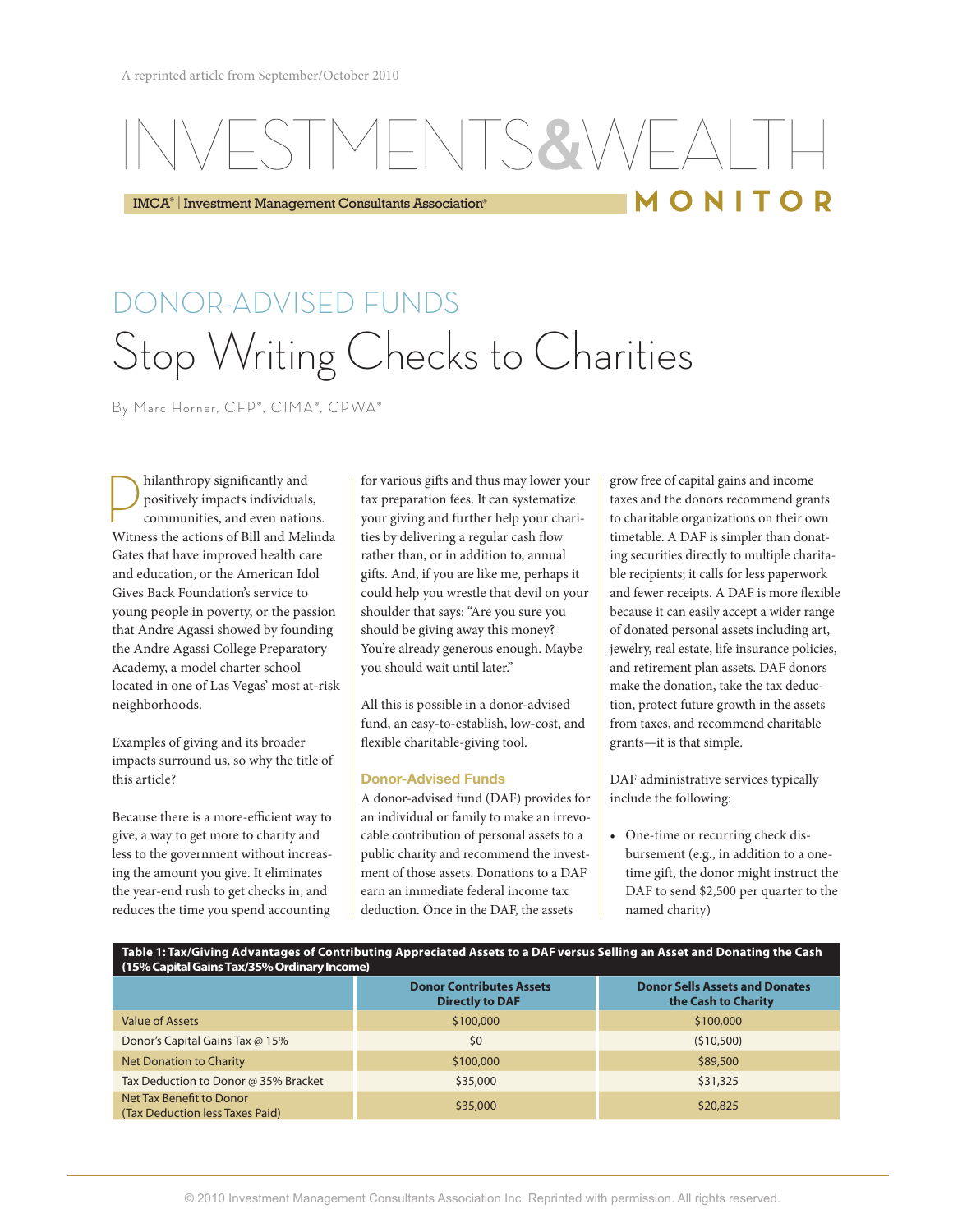A reprinted article from September/October 2010

# INVESTMENTS&WEALTH MONITOR

IMCA® | Investment Management Consultants Association®

## DONOR-ADVISED FUNDS

# Stop Writing Checks to Charities

By Marc Horner, CFP®, CIMA®, CPWA®

Philanthropy significantly and positively impacts individuals, communities, and even nations. Witness the actions of Bill and Melinda Gates that have improved health care and education, or the American Idol Gives Back Foundation's service to young people in poverty, or the passion that Andre Agassi showed by founding the Andre Agassi College Preparatory Academy, a model charter school located in one of Las Vegas' most at-risk neighborhoods.

Examples of giving and its broader impacts surround us, so why the title of this article?

Because there is a more-efficient way to give, a way to get more to charity and less to the government without increasing the amount you give. It eliminates the year-end rush to get checks in, and reduces the time you spend accounting for various gifts and thus may lower your tax preparation fees. It can systematize your giving and further help your charities by delivering a regular cash flow rather than, or in addition to, annual gifts. And, if you are like me, perhaps it could help you wrestle that devil on your shoulder that says: "Are you sure you should be giving away this money? You're already generous enough. Maybe you should wait until later."

All this is possible in a donor-advised fund, an easy-to-establish, low-cost, and flexible charitable-giving tool.

### Donor-Advised Funds

A donor-advised fund (DAF) provides for an individual or family to make an irrevocable contribution of personal assets to a public charity and recommend the investment of those assets. Donations to a DAF earn an immediate federal income tax deduction. Once in the DAF, the assets grow free of capital gains and income taxes and the donors recommend grants to charitable organizations on their own timetable. A DAF is simpler than donating securities directly to multiple charitable recipients; it calls for less paperwork and fewer receipts. A DAF is more flexible because it can easily accept a wider range of donated personal assets including art, jewelry, real estate, life insurance policies, and retirement plan assets. DAF donors make the donation, take the tax deduction, protect future growth in the assets from taxes, and recommend charitable grants—it is that simple.

DAF administrative services typically include the following:

- One-time or recurring check disbursement (e.g., in addition to a one-time gift, the donor might instruct the DAF to send $2,500 per quarter to the named charity)

**Table 1: Tax/Giving Advantages of Contributing Appreciated Assets to a DAF versus Selling an Asset and Donating the Cash (15% Capital Gains Tax/35% Ordinary Income)**

| | Donor Contributes Assets Directly to DAF | Donor Sells Assets and Donates the Cash to Charity |
|---|---|---|
| Value of Assets | $100,000 | $100,000 |
| Donor's Capital Gains Tax @ 15% | $0 | ($10,500) |
| Net Donation to Charity | $100,000 | $89,500 |
| Tax Deduction to Donor @ 35% Bracket | $35,000 | $31,325 |
| Net Tax Benefit to Donor (Tax Deduction less Taxes Paid) | $35,000 | $20,825 |

© 2010 Investment Management Consultants Association Inc. Reprinted with permission. All rights reserved.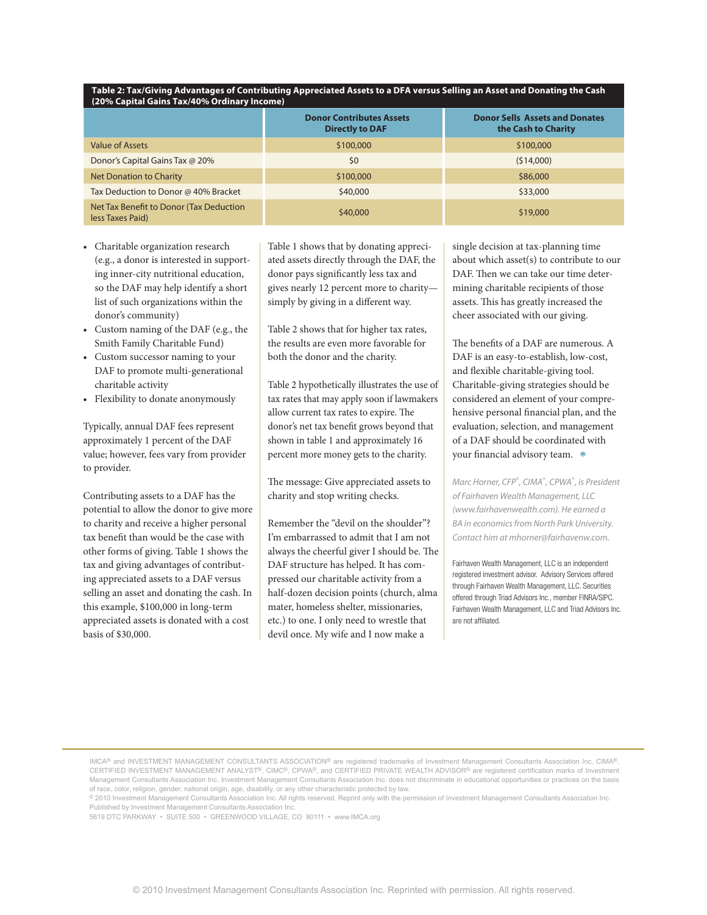**Table 2: Tax/Giving Advantages of Contributing Appreciated Assets to a DFA versus Selling an Asset and Donating the Cash (20% Capital Gains Tax/40% Ordinary Income)**

| | Donor Contributes Assets Directly to DAF | Donor Sells Assets and Donates the Cash to Charity |
|---|---|---|
| Value of Assets | $100,000 | $100,000 |
| Donor's Capital Gains Tax @ 20% | $0 | ($14,000) |
| Net Donation to Charity | $100,000 | $86,000 |
| Tax Deduction to Donor @ 40% Bracket | $40,000 | $33,000 |
| Net Tax Benefit to Donor (Tax Deduction less Taxes Paid) | $40,000 | $19,000 |

- Charitable organization research (e.g., a donor is interested in supporting inner-city nutritional education, so the DAF may help identify a short list of such organizations within the donor's community)
- Custom naming of the DAF (e.g., the Smith Family Charitable Fund)
- Custom successor naming to your DAF to promote multi-generational charitable activity
- Flexibility to donate anonymously

Typically, annual DAF fees represent approximately 1 percent of the DAF value; however, fees vary from provider to provider.

Contributing assets to a DAF has the potential to allow the donor to give more to charity and receive a higher personal tax benefit than would be the case with other forms of giving. Table 1 shows the tax and giving advantages of contributing appreciated assets to a DAF versus selling an asset and donating the cash. In this example, $100,000 in long-term appreciated assets is donated with a cost basis of $30,000.

Table 1 shows that by donating appreciated assets directly through the DAF, the donor pays significantly less tax and gives nearly 12 percent more to charity—simply by giving in a different way.

Table 2 shows that for higher tax rates, the results are even more favorable for both the donor and the charity.

Table 2 hypothetically illustrates the use of tax rates that may apply soon if lawmakers allow current tax rates to expire. The donor's net tax benefit grows beyond that shown in table 1 and approximately 16 percent more money gets to the charity.

The message: Give appreciated assets to charity and stop writing checks.

Remember the "devil on the shoulder"? I'm embarrassed to admit that I am not always the cheerful giver I should be. The DAF structure has helped. It has compressed our charitable activity from a half-dozen decision points (church, alma mater, homeless shelter, missionaries, etc.) to one. I only need to wrestle that devil once. My wife and I now make a single decision at tax-planning time about which asset(s) to contribute to our DAF. Then we can take our time determining charitable recipients of those assets. This has greatly increased the cheer associated with our giving.

The benefits of a DAF are numerous. A DAF is an easy-to-establish, low-cost, and flexible charitable-giving tool. Charitable-giving strategies should be considered an element of your comprehensive personal financial plan, and the evaluation, selection, and management of a DAF should be coordinated with your financial advisory team.

*Marc Horner, CFP®, CIMA®, CPWA®, is President of Fairhaven Wealth Management, LLC (www.fairhavenwealth.com). He earned a BA in economics from North Park University. Contact him at mhorner@fairhavenw.com.*

Fairhaven Wealth Management, LLC is an independent registered investment advisor. Advisory Services offered through Fairhaven Wealth Management, LLC. Securities offered through Triad Advisors Inc., member FINRA/SIPC. Fairhaven Wealth Management, LLC and Triad Advisors Inc. are not affiliated.

IMCA® and INVESTMENT MANAGEMENT CONSULTANTS ASSOCIATION® are registered trademarks of Investment Management Consultants Association Inc. CIMA®, CERTIFIED INVESTMENT MANAGEMENT ANALYST®, CIMC®, CPWA®, and CERTIFIED PRIVATE WEALTH ADVISOR® are registered certification marks of Investment Management Consultants Association Inc. Investment Management Consultants Association Inc. does not discriminate in educational opportunities or practices on the basis of race, color, religion, gender, national origin, age, disability, or any other characteristic protected by law.
© 2010 Investment Management Consultants Association Inc. All rights reserved. Reprint only with the permission of Investment Management Consultants Association Inc. Published by Investment Management Consultants Association Inc.
5619 DTC PARKWAY • SUITE 500 • GREENWOOD VILLAGE, CO 80111 • www.IMCA.org

© 2010 Investment Management Consultants Association Inc. Reprinted with permission. All rights reserved.